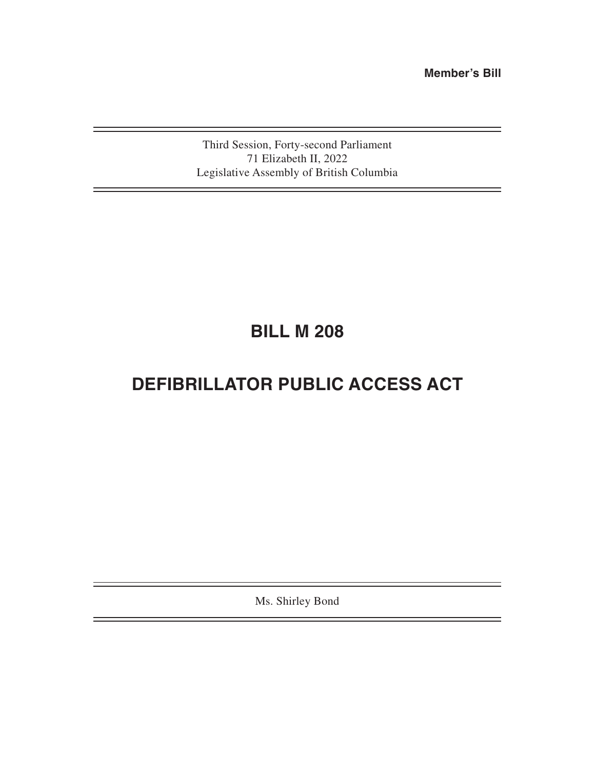**Member's Bill**

Third Session, Forty-second Parliament
71 Elizabeth II, 2022
Legislative Assembly of British Columbia

# BILL M 208

# DEFIBRILLATOR PUBLIC ACCESS ACT

Ms. Shirley Bond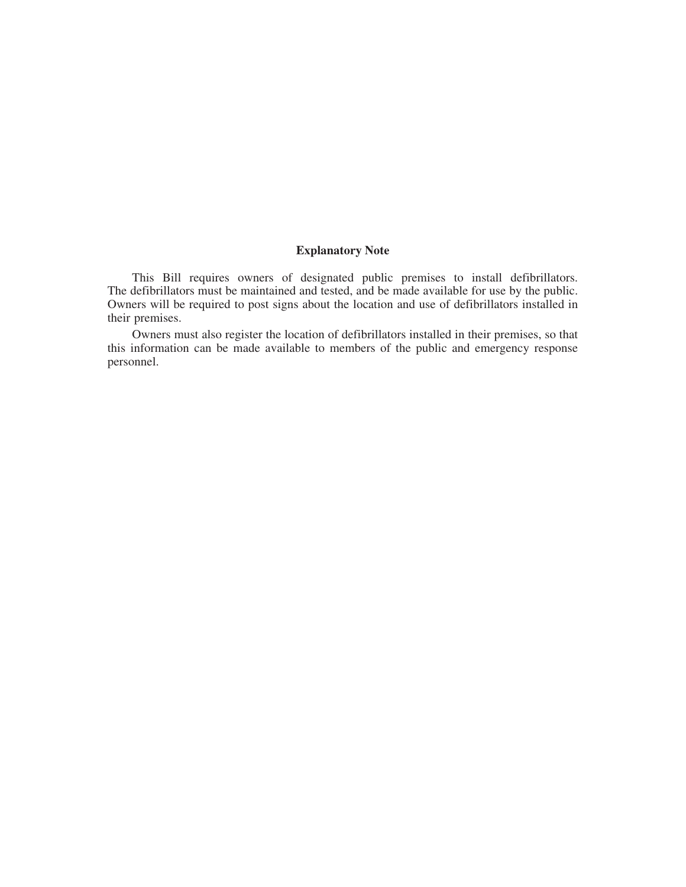## Explanatory Note

This Bill requires owners of designated public premises to install defibrillators. The defibrillators must be maintained and tested, and be made available for use by the public. Owners will be required to post signs about the location and use of defibrillators installed in their premises.

Owners must also register the location of defibrillators installed in their premises, so that this information can be made available to members of the public and emergency response personnel.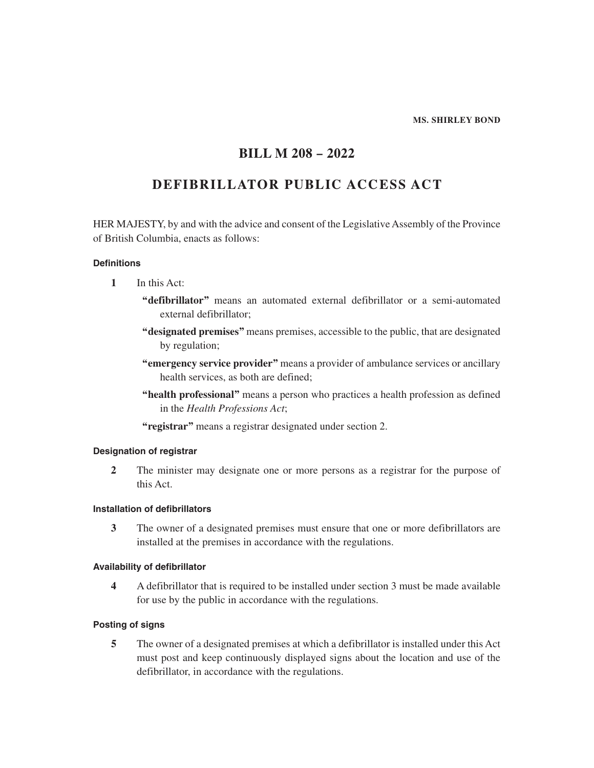**MS. SHIRLEY BOND**

# BILL M 208 – 2022

# DEFIBRILLATOR PUBLIC ACCESS ACT

HER MAJESTY, by and with the advice and consent of the Legislative Assembly of the Province of British Columbia, enacts as follows:

#### Definitions

**1** In this Act:

**"defibrillator"** means an automated external defibrillator or a semi-automated external defibrillator;

**"designated premises"** means premises, accessible to the public, that are designated by regulation;

**"emergency service provider"** means a provider of ambulance services or ancillary health services, as both are defined;

**"health professional"** means a person who practices a health profession as defined in the *Health Professions Act*;

**"registrar"** means a registrar designated under section 2.

#### Designation of registrar

**2** The minister may designate one or more persons as a registrar for the purpose of this Act.

#### Installation of defibrillators

**3** The owner of a designated premises must ensure that one or more defibrillators are installed at the premises in accordance with the regulations.

#### Availability of defibrillator

**4** A defibrillator that is required to be installed under section 3 must be made available for use by the public in accordance with the regulations.

#### Posting of signs

**5** The owner of a designated premises at which a defibrillator is installed under this Act must post and keep continuously displayed signs about the location and use of the defibrillator, in accordance with the regulations.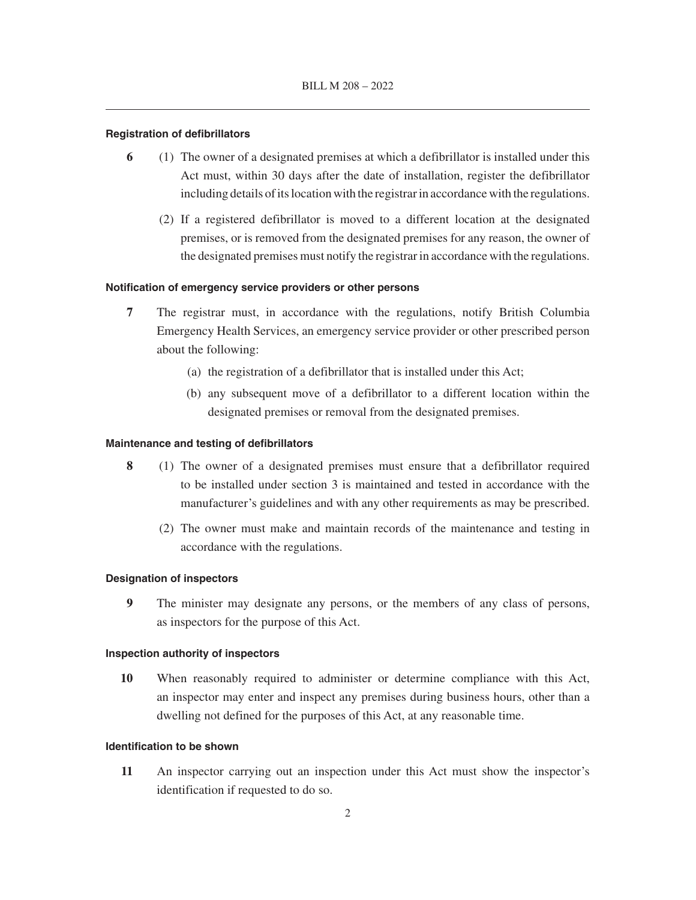#### Registration of defibrillators

**6** (1) The owner of a designated premises at which a defibrillator is installed under this Act must, within 30 days after the date of installation, register the defibrillator including details of its location with the registrar in accordance with the regulations.

(2) If a registered defibrillator is moved to a different location at the designated premises, or is removed from the designated premises for any reason, the owner of the designated premises must notify the registrar in accordance with the regulations.

#### Notification of emergency service providers or other persons

**7** The registrar must, in accordance with the regulations, notify British Columbia Emergency Health Services, an emergency service provider or other prescribed person about the following:

(a) the registration of a defibrillator that is installed under this Act;

(b) any subsequent move of a defibrillator to a different location within the designated premises or removal from the designated premises.

#### Maintenance and testing of defibrillators

**8** (1) The owner of a designated premises must ensure that a defibrillator required to be installed under section 3 is maintained and tested in accordance with the manufacturer's guidelines and with any other requirements as may be prescribed.

(2) The owner must make and maintain records of the maintenance and testing in accordance with the regulations.

#### Designation of inspectors

**9** The minister may designate any persons, or the members of any class of persons, as inspectors for the purpose of this Act.

#### Inspection authority of inspectors

**10** When reasonably required to administer or determine compliance with this Act, an inspector may enter and inspect any premises during business hours, other than a dwelling not defined for the purposes of this Act, at any reasonable time.

#### Identification to be shown

**11** An inspector carrying out an inspection under this Act must show the inspector's identification if requested to do so.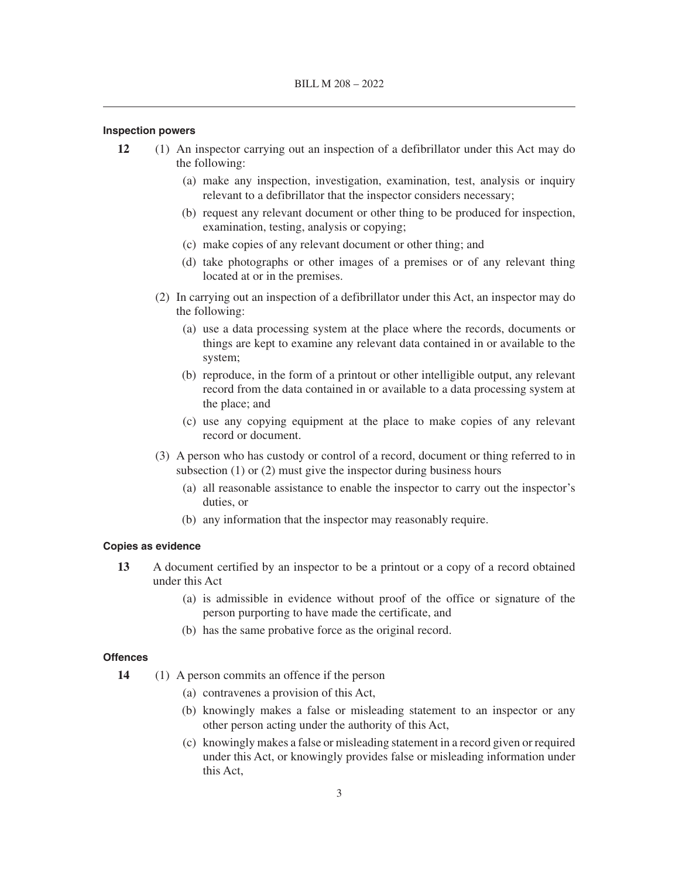### Inspection powers

**12** (1) An inspector carrying out an inspection of a defibrillator under this Act may do the following:

- (a) make any inspection, investigation, examination, test, analysis or inquiry relevant to a defibrillator that the inspector considers necessary;
- (b) request any relevant document or other thing to be produced for inspection, examination, testing, analysis or copying;
- (c) make copies of any relevant document or other thing; and
- (d) take photographs or other images of a premises or of any relevant thing located at or in the premises.

(2) In carrying out an inspection of a defibrillator under this Act, an inspector may do the following:

- (a) use a data processing system at the place where the records, documents or things are kept to examine any relevant data contained in or available to the system;
- (b) reproduce, in the form of a printout or other intelligible output, any relevant record from the data contained in or available to a data processing system at the place; and
- (c) use any copying equipment at the place to make copies of any relevant record or document.

(3) A person who has custody or control of a record, document or thing referred to in subsection (1) or (2) must give the inspector during business hours

- (a) all reasonable assistance to enable the inspector to carry out the inspector's duties, or
- (b) any information that the inspector may reasonably require.

### Copies as evidence

**13** A document certified by an inspector to be a printout or a copy of a record obtained under this Act

- (a) is admissible in evidence without proof of the office or signature of the person purporting to have made the certificate, and
- (b) has the same probative force as the original record.

### Offences

**14** (1) A person commits an offence if the person

- (a) contravenes a provision of this Act,
- (b) knowingly makes a false or misleading statement to an inspector or any other person acting under the authority of this Act,
- (c) knowingly makes a false or misleading statement in a record given or required under this Act, or knowingly provides false or misleading information under this Act,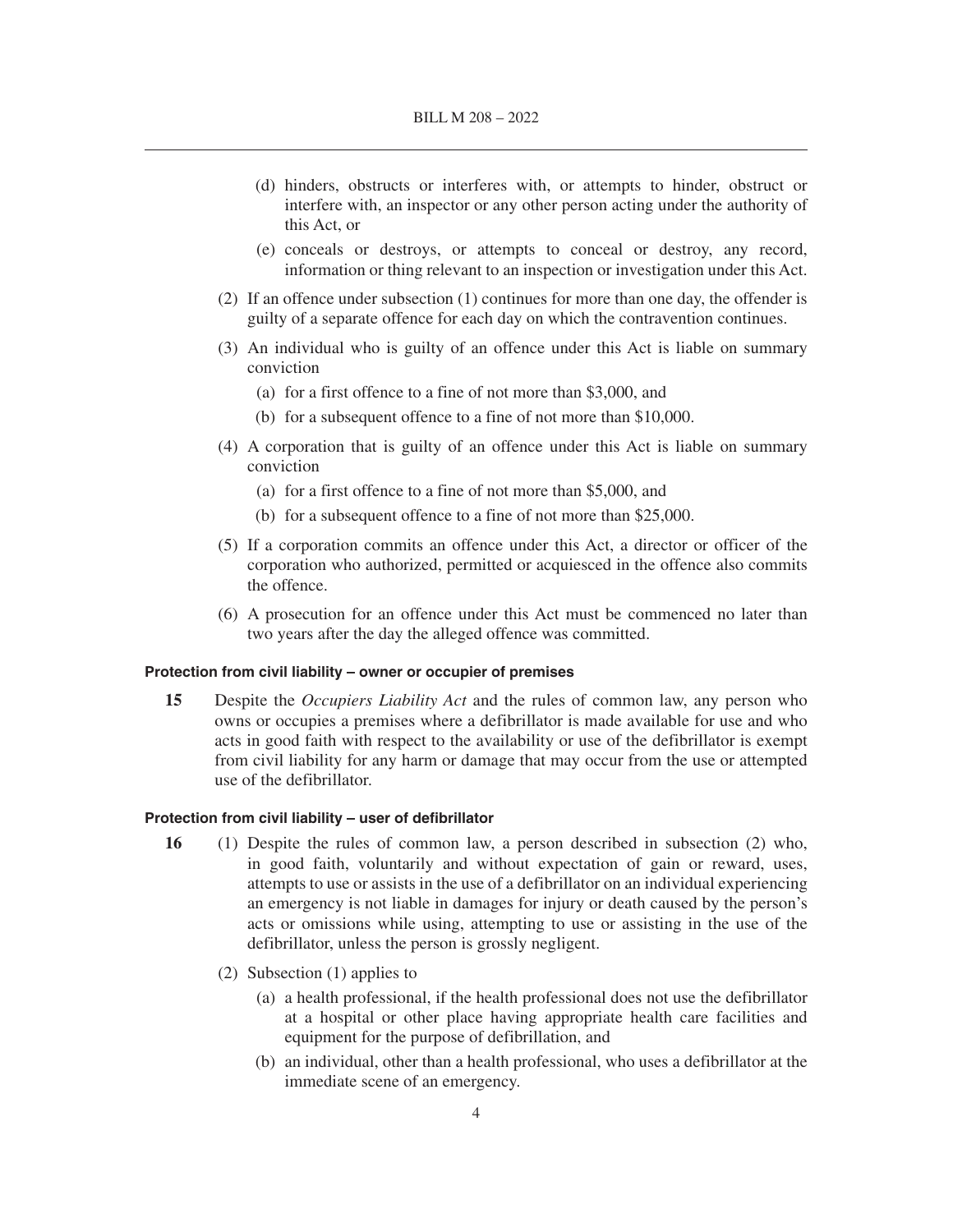(d) hinders, obstructs or interferes with, or attempts to hinder, obstruct or interfere with, an inspector or any other person acting under the authority of this Act, or

(e) conceals or destroys, or attempts to conceal or destroy, any record, information or thing relevant to an inspection or investigation under this Act.

(2) If an offence under subsection (1) continues for more than one day, the offender is guilty of a separate offence for each day on which the contravention continues.

(3) An individual who is guilty of an offence under this Act is liable on summary conviction

(a) for a first offence to a fine of not more than $3,000, and

(b) for a subsequent offence to a fine of not more than $10,000.

(4) A corporation that is guilty of an offence under this Act is liable on summary conviction

(a) for a first offence to a fine of not more than $5,000, and

(b) for a subsequent offence to a fine of not more than $25,000.

(5) If a corporation commits an offence under this Act, a director or officer of the corporation who authorized, permitted or acquiesced in the offence also commits the offence.

(6) A prosecution for an offence under this Act must be commenced no later than two years after the day the alleged offence was committed.

**Protection from civil liability – owner or occupier of premises**

**15** Despite the *Occupiers Liability Act* and the rules of common law, any person who owns or occupies a premises where a defibrillator is made available for use and who acts in good faith with respect to the availability or use of the defibrillator is exempt from civil liability for any harm or damage that may occur from the use or attempted use of the defibrillator.

**Protection from civil liability – user of defibrillator**

**16** (1) Despite the rules of common law, a person described in subsection (2) who, in good faith, voluntarily and without expectation of gain or reward, uses, attempts to use or assists in the use of a defibrillator on an individual experiencing an emergency is not liable in damages for injury or death caused by the person's acts or omissions while using, attempting to use or assisting in the use of the defibrillator, unless the person is grossly negligent.

(2) Subsection (1) applies to

(a) a health professional, if the health professional does not use the defibrillator at a hospital or other place having appropriate health care facilities and equipment for the purpose of defibrillation, and

(b) an individual, other than a health professional, who uses a defibrillator at the immediate scene of an emergency.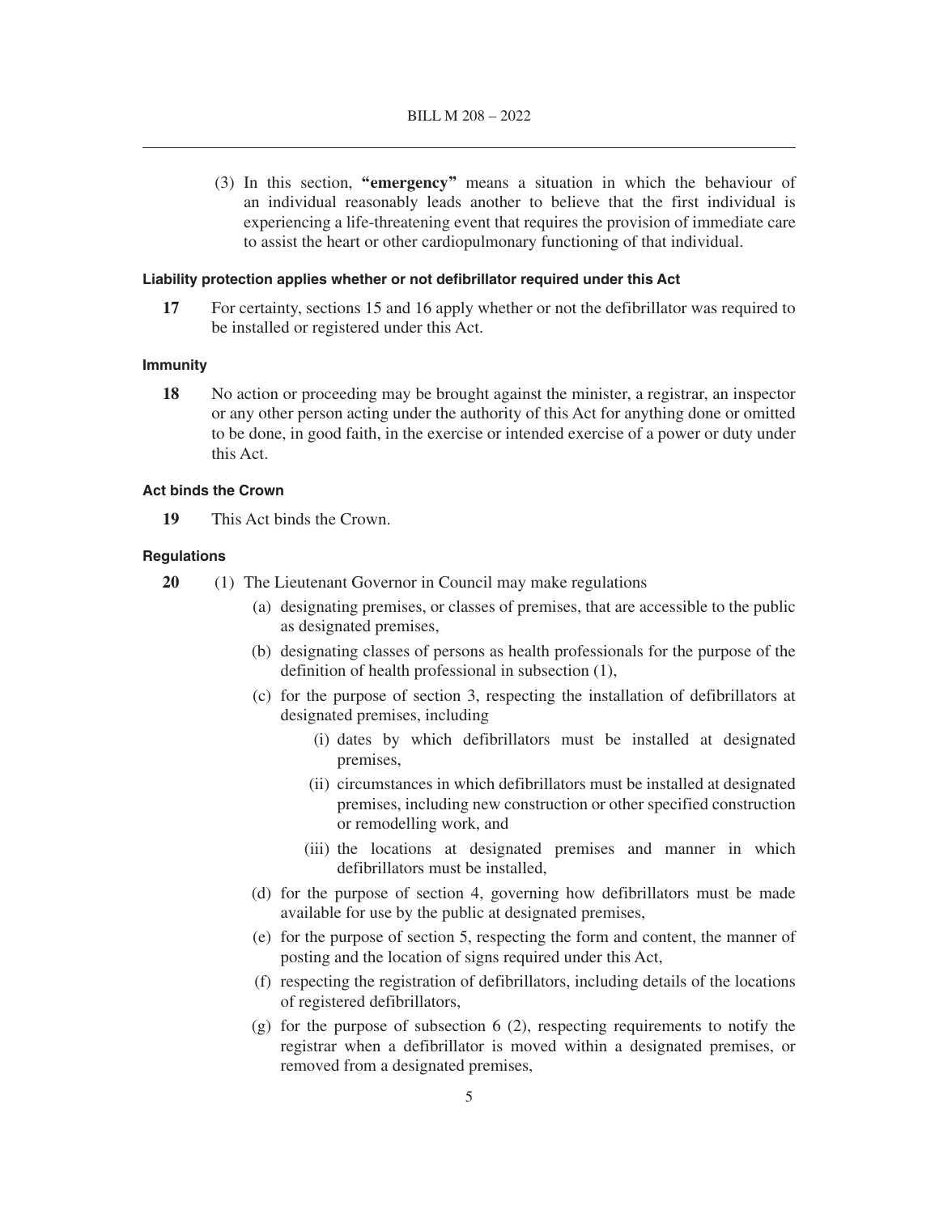(3) In this section, **"emergency"** means a situation in which the behaviour of an individual reasonably leads another to believe that the first individual is experiencing a life-threatening event that requires the provision of immediate care to assist the heart or other cardiopulmonary functioning of that individual.

#### Liability protection applies whether or not defibrillator required under this Act

**17** For certainty, sections 15 and 16 apply whether or not the defibrillator was required to be installed or registered under this Act.

#### Immunity

**18** No action or proceeding may be brought against the minister, a registrar, an inspector or any other person acting under the authority of this Act for anything done or omitted to be done, in good faith, in the exercise or intended exercise of a power or duty under this Act.

#### Act binds the Crown

**19** This Act binds the Crown.

#### Regulations

**20** (1) The Lieutenant Governor in Council may make regulations

- (a) designating premises, or classes of premises, that are accessible to the public as designated premises,
- (b) designating classes of persons as health professionals for the purpose of the definition of health professional in subsection (1),
- (c) for the purpose of section 3, respecting the installation of defibrillators at designated premises, including
  - (i) dates by which defibrillators must be installed at designated premises,
  - (ii) circumstances in which defibrillators must be installed at designated premises, including new construction or other specified construction or remodelling work, and
  - (iii) the locations at designated premises and manner in which defibrillators must be installed,
- (d) for the purpose of section 4, governing how defibrillators must be made available for use by the public at designated premises,
- (e) for the purpose of section 5, respecting the form and content, the manner of posting and the location of signs required under this Act,
- (f) respecting the registration of defibrillators, including details of the locations of registered defibrillators,
- (g) for the purpose of subsection 6 (2), respecting requirements to notify the registrar when a defibrillator is moved within a designated premises, or removed from a designated premises,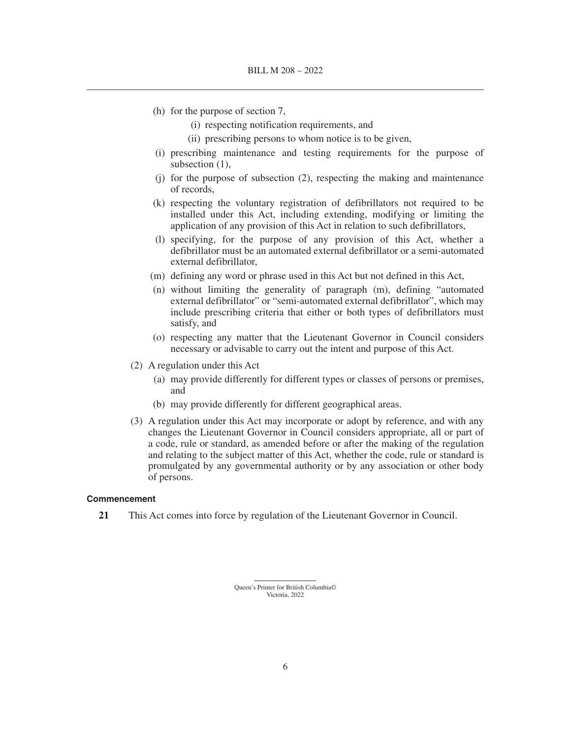(h) for the purpose of section 7,

(i) respecting notification requirements, and

(ii) prescribing persons to whom notice is to be given,

(i) prescribing maintenance and testing requirements for the purpose of subsection (1),

(j) for the purpose of subsection (2), respecting the making and maintenance of records,

(k) respecting the voluntary registration of defibrillators not required to be installed under this Act, including extending, modifying or limiting the application of any provision of this Act in relation to such defibrillators,

(l) specifying, for the purpose of any provision of this Act, whether a defibrillator must be an automated external defibrillator or a semi-automated external defibrillator,

(m) defining any word or phrase used in this Act but not defined in this Act,

(n) without limiting the generality of paragraph (m), defining "automated external defibrillator" or "semi-automated external defibrillator", which may include prescribing criteria that either or both types of defibrillators must satisfy, and

(o) respecting any matter that the Lieutenant Governor in Council considers necessary or advisable to carry out the intent and purpose of this Act.

(2) A regulation under this Act

(a) may provide differently for different types or classes of persons or premises, and

(b) may provide differently for different geographical areas.

(3) A regulation under this Act may incorporate or adopt by reference, and with any changes the Lieutenant Governor in Council considers appropriate, all or part of a code, rule or standard, as amended before or after the making of the regulation and relating to the subject matter of this Act, whether the code, rule or standard is promulgated by any governmental authority or by any association or other body of persons.

**Commencement**

**21** This Act comes into force by regulation of the Lieutenant Governor in Council.

Queen's Printer for British Columbia©
Victoria, 2022